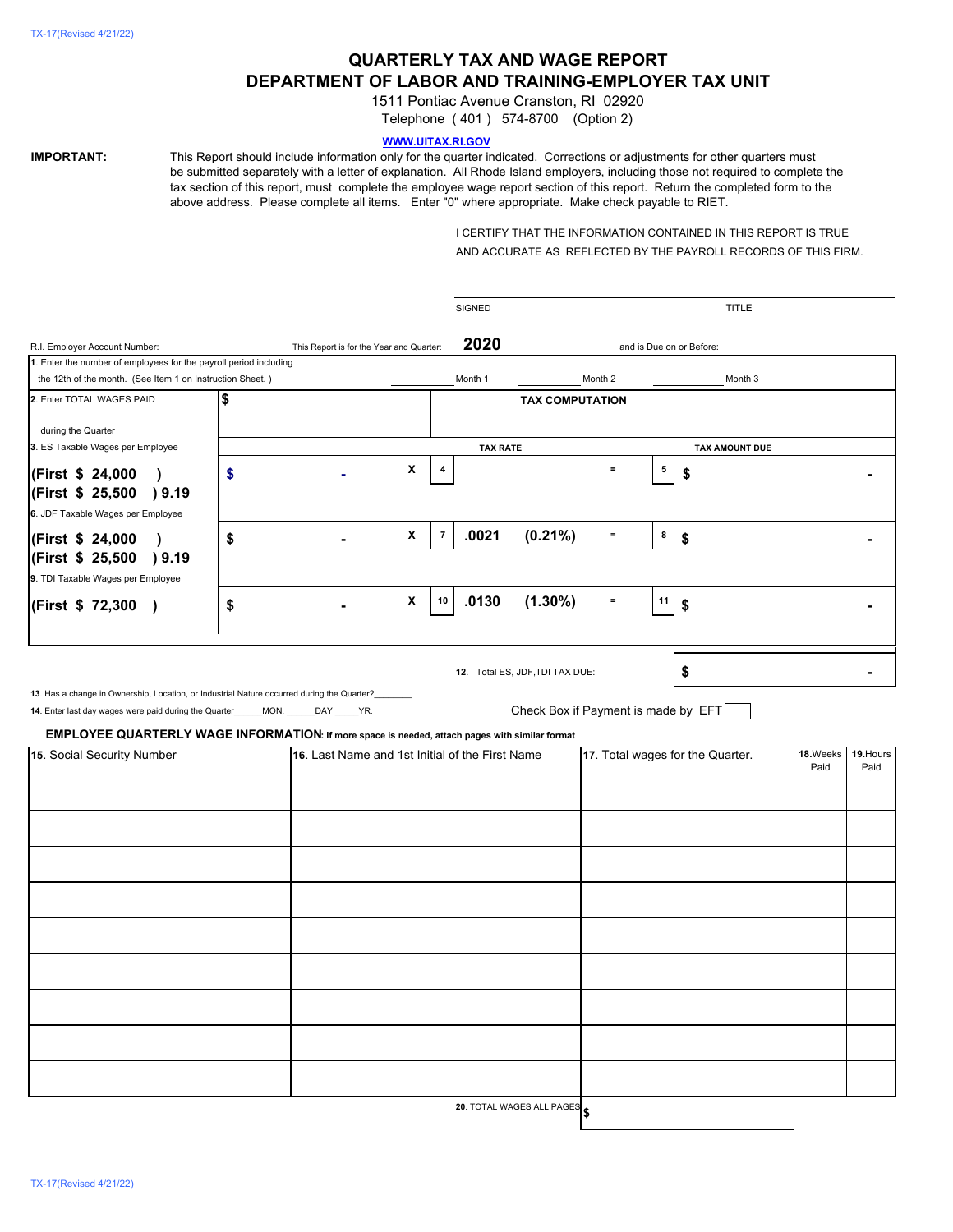# QUARTERLY TAX AND WAGE REPORT
# DEPARTMENT OF LABOR AND TRAINING-EMPLOYER TAX UNIT

1511 Pontiac Avenue Cranston, RI 02920

Telephone ( 401 ) 574-8700 (Option 2)

**WWW.UITAX.RI.GOV**

**IMPORTANT:** This Report should include information only for the quarter indicated. Corrections or adjustments for other quarters must be submitted separately with a letter of explanation. All Rhode Island employers, including those not required to complete the tax section of this report, must complete the employee wage report section of this report. Return the completed form to the above address. Please complete all items. Enter "0" where appropriate. Make check payable to RIET.

I CERTIFY THAT THE INFORMATION CONTAINED IN THIS REPORT IS TRUE AND ACCURATE AS REFLECTED BY THE PAYROLL RECORDS OF THIS FIRM.

SIGNED ____________________ TITLE ____________________

R.I. Employer Account Number: ____________ This Report is for the Year and Quarter: **2020** and is Due on or Before: ____________

1. Enter the number of employees for the payroll period including the 12th of the month. (See Item 1 on Instruction Sheet. ) ________ Month 1 ________ Month 2 ________ Month 3

| 2. Enter TOTAL WAGES PAID during the Quarter | $ | | **TAX COMPUTATION** | | |
|---|---|---|---|---|---|
| 3. ES Taxable Wages per Employee | | | **TAX RATE** | | **TAX AMOUNT DUE** |
| **(First $ 24,000 )**<br>**(First $ 25,500 ) 9.19** | $ - | X | 4 | = | 5 $ - |
| 6. JDF Taxable Wages per Employee<br>**(First $ 24,000 )**<br>**(First $ 25,500 ) 9.19** | $ - | X | 7 **.0021 (0.21%)** | = | 8 $ - |
| 9. TDI Taxable Wages per Employee<br>**(First $ 72,300 )** | $ - | X | 10 **.0130 (1.30%)** | = | 11 $ - |
| | | | 12. Total ES, JDF,TDI TAX DUE: | | $ - |

13. Has a change in Ownership, Location, or Industrial Nature occurred during the Quarter?________

14. Enter last day wages were paid during the Quarter______MON. ______DAY _____YR.

Check Box if Payment is made by EFT ☐

**EMPLOYEE QUARTERLY WAGE INFORMATION**: **If more space is needed, attach pages with similar format**

| 15. Social Security Number | 16. Last Name and 1st Initial of the First Name | 17. Total wages for the Quarter. | 18. Weeks Paid | 19. Hours Paid |
|---|---|---|---|---|
| | | | | |
| | | | | |
| | | | | |
| | | | | |
| | | | | |
| | | | | |
| | | | | |
| | | | | |
| | | | | |
| | 20. TOTAL WAGES ALL PAGES | $ | | |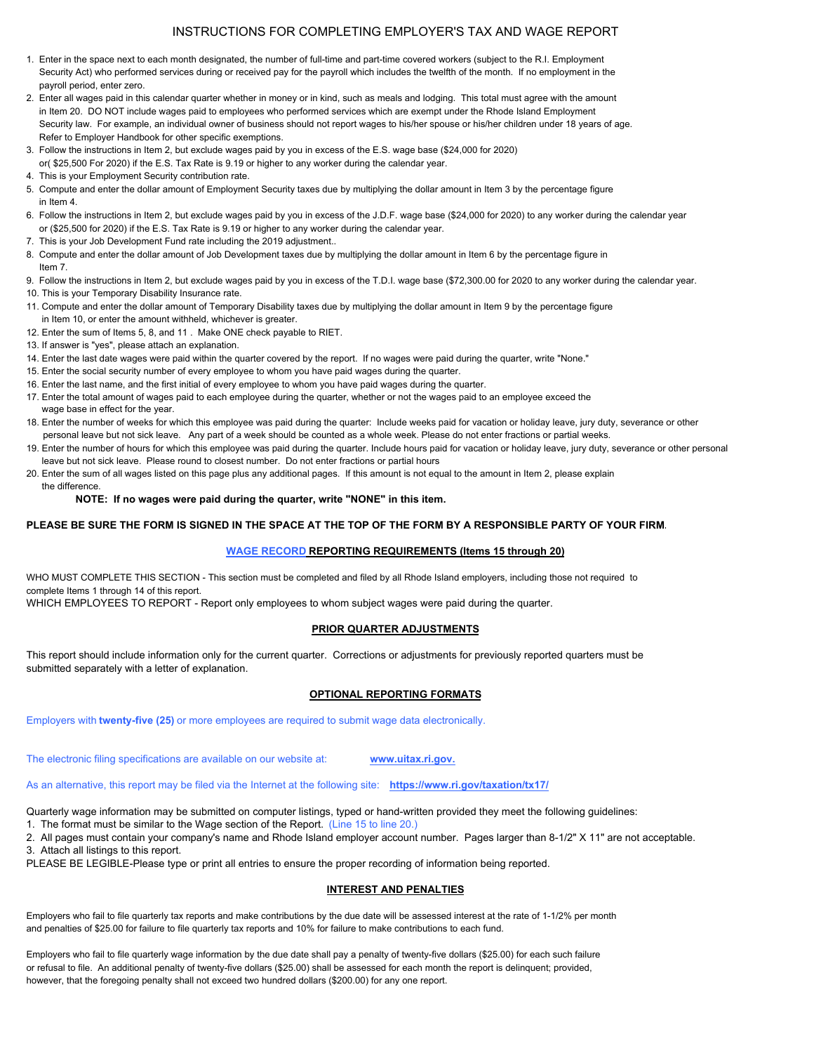# INSTRUCTIONS FOR COMPLETING EMPLOYER'S TAX AND WAGE REPORT

1. Enter in the space next to each month designated, the number of full-time and part-time covered workers (subject to the R.I. Employment Security Act) who performed services during or received pay for the payroll which includes the twelfth of the month. If no employment in the payroll period, enter zero.
2. Enter all wages paid in this calendar quarter whether in money or in kind, such as meals and lodging. This total must agree with the amount in Item 20. DO NOT include wages paid to employees who performed services which are exempt under the Rhode Island Employment Security law. For example, an individual owner of business should not report wages to his/her spouse or his/her children under 18 years of age. Refer to Employer Handbook for other specific exemptions.
3. Follow the instructions in Item 2, but exclude wages paid by you in excess of the E.S. wage base ($24,000 for 2020) or( $25,500 For 2020) if the E.S. Tax Rate is 9.19 or higher to any worker during the calendar year.
4. This is your Employment Security contribution rate.
5. Compute and enter the dollar amount of Employment Security taxes due by multiplying the dollar amount in Item 3 by the percentage figure in Item 4.
6. Follow the instructions in Item 2, but exclude wages paid by you in excess of the J.D.F. wage base ($24,000 for 2020) to any worker during the calendar year or ($25,500 for 2020) if the E.S. Tax Rate is 9.19 or higher to any worker during the calendar year.
7. This is your Job Development Fund rate including the 2019 adjustment..
8. Compute and enter the dollar amount of Job Development taxes due by multiplying the dollar amount in Item 6 by the percentage figure in Item 7.
9. Follow the instructions in Item 2, but exclude wages paid by you in excess of the T.D.I. wage base ($72,300.00 for 2020 to any worker during the calendar year.
10. This is your Temporary Disability Insurance rate.
11. Compute and enter the dollar amount of Temporary Disability taxes due by multiplying the dollar amount in Item 9 by the percentage figure in Item 10, or enter the amount withheld, whichever is greater.
12. Enter the sum of Items 5, 8, and 11 . Make ONE check payable to RIET.
13. If answer is "yes", please attach an explanation.
14. Enter the last date wages were paid within the quarter covered by the report. If no wages were paid during the quarter, write "None."
15. Enter the social security number of every employee to whom you have paid wages during the quarter.
16. Enter the last name, and the first initial of every employee to whom you have paid wages during the quarter.
17. Enter the total amount of wages paid to each employee during the quarter, whether or not the wages paid to an employee exceed the wage base in effect for the year.
18. Enter the number of weeks for which this employee was paid during the quarter: Include weeks paid for vacation or holiday leave, jury duty, severance or other personal leave but not sick leave. Any part of a week should be counted as a whole week. Please do not enter fractions or partial weeks.
19. Enter the number of hours for which this employee was paid during the quarter. Include hours paid for vacation or holiday leave, jury duty, severance or other personal leave but not sick leave. Please round to closest number. Do not enter fractions or partial hours
20. Enter the sum of all wages listed on this page plus any additional pages. If this amount is not equal to the amount in Item 2, please explain the difference.

**NOTE: If no wages were paid during the quarter, write "NONE" in this item.**

**PLEASE BE SURE THE FORM IS SIGNED IN THE SPACE AT THE TOP OF THE FORM BY A RESPONSIBLE PARTY OF YOUR FIRM.**

## WAGE RECORD REPORTING REQUIREMENTS (Items 15 through 20)

WHO MUST COMPLETE THIS SECTION - This section must be completed and filed by all Rhode Island employers, including those not required to complete Items 1 through 14 of this report.

WHICH EMPLOYEES TO REPORT - Report only employees to whom subject wages were paid during the quarter.

## PRIOR QUARTER ADJUSTMENTS

This report should include information only for the current quarter. Corrections or adjustments for previously reported quarters must be submitted separately with a letter of explanation.

## OPTIONAL REPORTING FORMATS

Employers with **twenty-five (25)** or more employees are required to submit wage data electronically.

The electronic filing specifications are available on our website at: **www.uitax.ri.gov.**

As an alternative, this report may be filed via the Internet at the following site: **https://www.ri.gov/taxation/tx17/**

Quarterly wage information may be submitted on computer listings, typed or hand-written provided they meet the following guidelines:

1. The format must be similar to the Wage section of the Report. (Line 15 to line 20.)
2. All pages must contain your company's name and Rhode Island employer account number. Pages larger than 8-1/2" X 11" are not acceptable.
3. Attach all listings to this report.

PLEASE BE LEGIBLE-Please type or print all entries to ensure the proper recording of information being reported.

## INTEREST AND PENALTIES

Employers who fail to file quarterly tax reports and make contributions by the due date will be assessed interest at the rate of 1-1/2% per month and penalties of $25.00 for failure to file quarterly tax reports and 10% for failure to make contributions to each fund.

Employers who fail to file quarterly wage information by the due date shall pay a penalty of twenty-five dollars ($25.00) for each such failure or refusal to file. An additional penalty of twenty-five dollars ($25.00) shall be assessed for each month the report is delinquent; provided, however, that the foregoing penalty shall not exceed two hundred dollars ($200.00) for any one report.